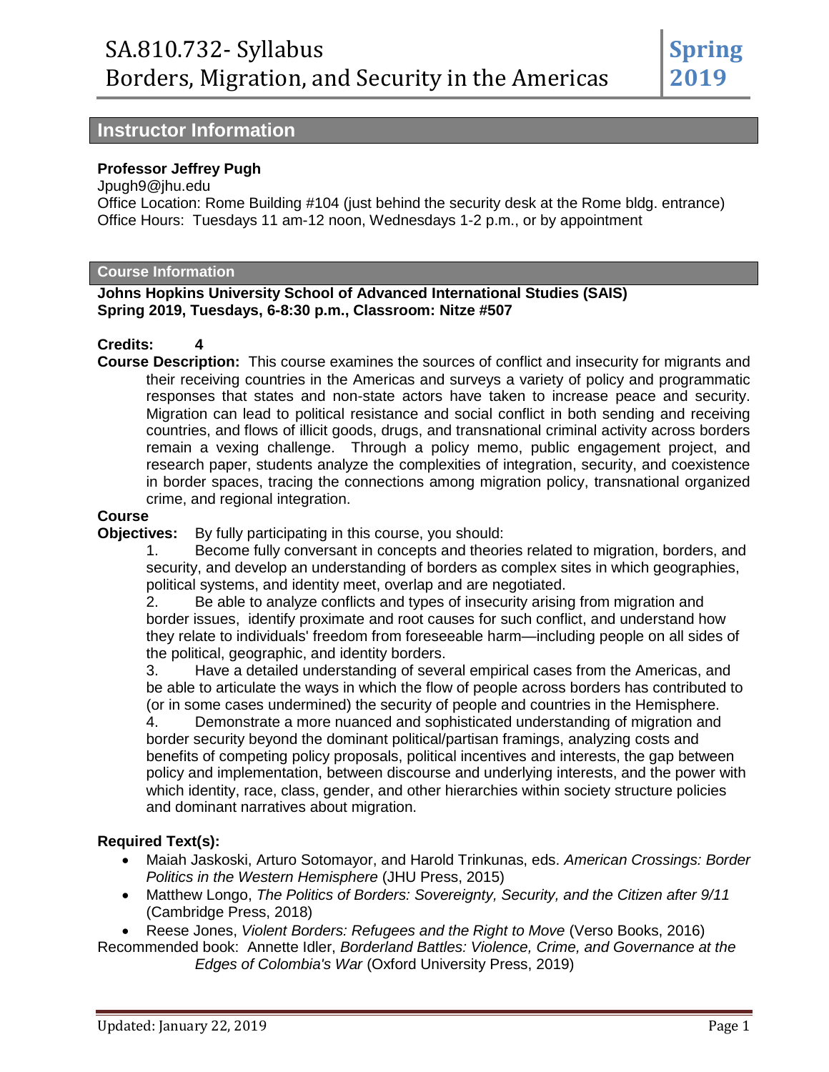# SA.810.732- Syllabus
# Borders, Migration, and Security in the Americas

**Spring 2019**

## Instructor Information

**Professor Jeffrey Pugh**
Jpugh9@jhu.edu
Office Location: Rome Building #104 (just behind the security desk at the Rome bldg. entrance)
Office Hours: Tuesdays 11 am-12 noon, Wednesdays 1-2 p.m., or by appointment

### Course Information

**Johns Hopkins University School of Advanced International Studies (SAIS)**
**Spring 2019, Tuesdays, 6-8:30 p.m., Classroom: Nitze #507**

**Credits:** 4

**Course Description:** This course examines the sources of conflict and insecurity for migrants and their receiving countries in the Americas and surveys a variety of policy and programmatic responses that states and non-state actors have taken to increase peace and security. Migration can lead to political resistance and social conflict in both sending and receiving countries, and flows of illicit goods, drugs, and transnational criminal activity across borders remain a vexing challenge. Through a policy memo, public engagement project, and research paper, students analyze the complexities of integration, security, and coexistence in border spaces, tracing the connections among migration policy, transnational organized crime, and regional integration.

**Course Objectives:** By fully participating in this course, you should:

1. Become fully conversant in concepts and theories related to migration, borders, and security, and develop an understanding of borders as complex sites in which geographies, political systems, and identity meet, overlap and are negotiated.
2. Be able to analyze conflicts and types of insecurity arising from migration and border issues, identify proximate and root causes for such conflict, and understand how they relate to individuals' freedom from foreseeable harm—including people on all sides of the political, geographic, and identity borders.
3. Have a detailed understanding of several empirical cases from the Americas, and be able to articulate the ways in which the flow of people across borders has contributed to (or in some cases undermined) the security of people and countries in the Hemisphere.
4. Demonstrate a more nuanced and sophisticated understanding of migration and border security beyond the dominant political/partisan framings, analyzing costs and benefits of competing policy proposals, political incentives and interests, the gap between policy and implementation, between discourse and underlying interests, and the power with which identity, race, class, gender, and other hierarchies within society structure policies and dominant narratives about migration.

**Required Text(s):**

- Maiah Jaskoski, Arturo Sotomayor, and Harold Trinkunas, eds. *American Crossings: Border Politics in the Western Hemisphere* (JHU Press, 2015)
- Matthew Longo, *The Politics of Borders: Sovereignty, Security, and the Citizen after 9/11* (Cambridge Press, 2018)
- Reese Jones, *Violent Borders: Refugees and the Right to Move* (Verso Books, 2016)

Recommended book: Annette Idler, *Borderland Battles: Violence, Crime, and Governance at the Edges of Colombia's War* (Oxford University Press, 2019)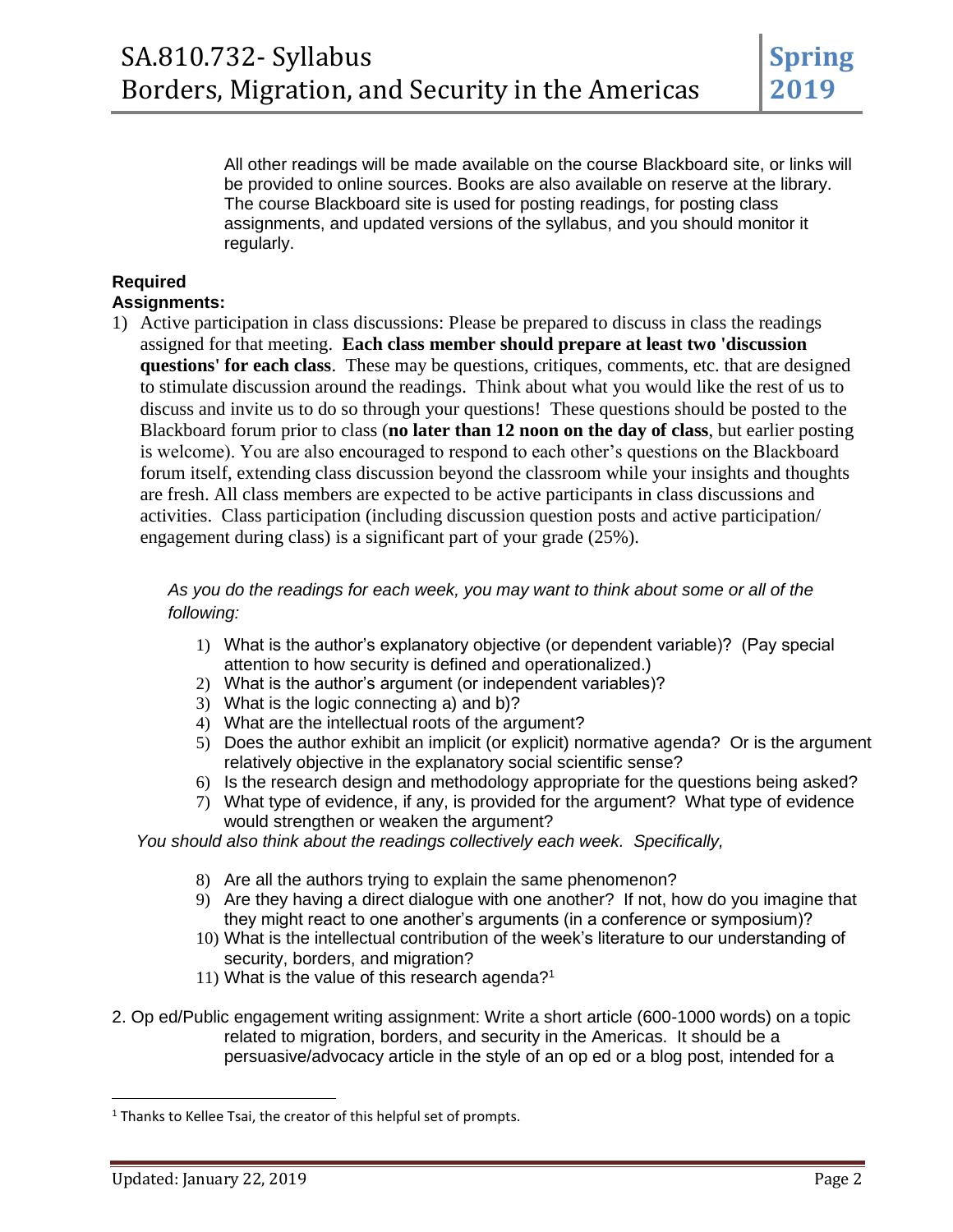All other readings will be made available on the course Blackboard site, or links will be provided to online sources. Books are also available on reserve at the library. The course Blackboard site is used for posting readings, for posting class assignments, and updated versions of the syllabus, and you should monitor it regularly.

**Required Assignments:**

1) Active participation in class discussions: Please be prepared to discuss in class the readings assigned for that meeting. **Each class member should prepare at least two 'discussion questions' for each class**. These may be questions, critiques, comments, etc. that are designed to stimulate discussion around the readings. Think about what you would like the rest of us to discuss and invite us to do so through your questions! These questions should be posted to the Blackboard forum prior to class (**no later than 12 noon on the day of class**, but earlier posting is welcome). You are also encouraged to respond to each other's questions on the Blackboard forum itself, extending class discussion beyond the classroom while your insights and thoughts are fresh. All class members are expected to be active participants in class discussions and activities. Class participation (including discussion question posts and active participation/ engagement during class) is a significant part of your grade (25%).

   *As you do the readings for each week, you may want to think about some or all of the following:*

   1) What is the author's explanatory objective (or dependent variable)? (Pay special attention to how security is defined and operationalized.)
   2) What is the author's argument (or independent variables)?
   3) What is the logic connecting a) and b)?
   4) What are the intellectual roots of the argument?
   5) Does the author exhibit an implicit (or explicit) normative agenda? Or is the argument relatively objective in the explanatory social scientific sense?
   6) Is the research design and methodology appropriate for the questions being asked?
   7) What type of evidence, if any, is provided for the argument? What type of evidence would strengthen or weaken the argument?

   *You should also think about the readings collectively each week. Specifically,*

   8) Are all the authors trying to explain the same phenomenon?
   9) Are they having a direct dialogue with one another? If not, how do you imagine that they might react to one another's arguments (in a conference or symposium)?
   10) What is the intellectual contribution of the week's literature to our understanding of security, borders, and migration?
   11) What is the value of this research agenda?[1]

2. Op ed/Public engagement writing assignment: Write a short article (600-1000 words) on a topic related to migration, borders, and security in the Americas. It should be a persuasive/advocacy article in the style of an op ed or a blog post, intended for a

---

[1] Thanks to Kellee Tsai, the creator of this helpful set of prompts.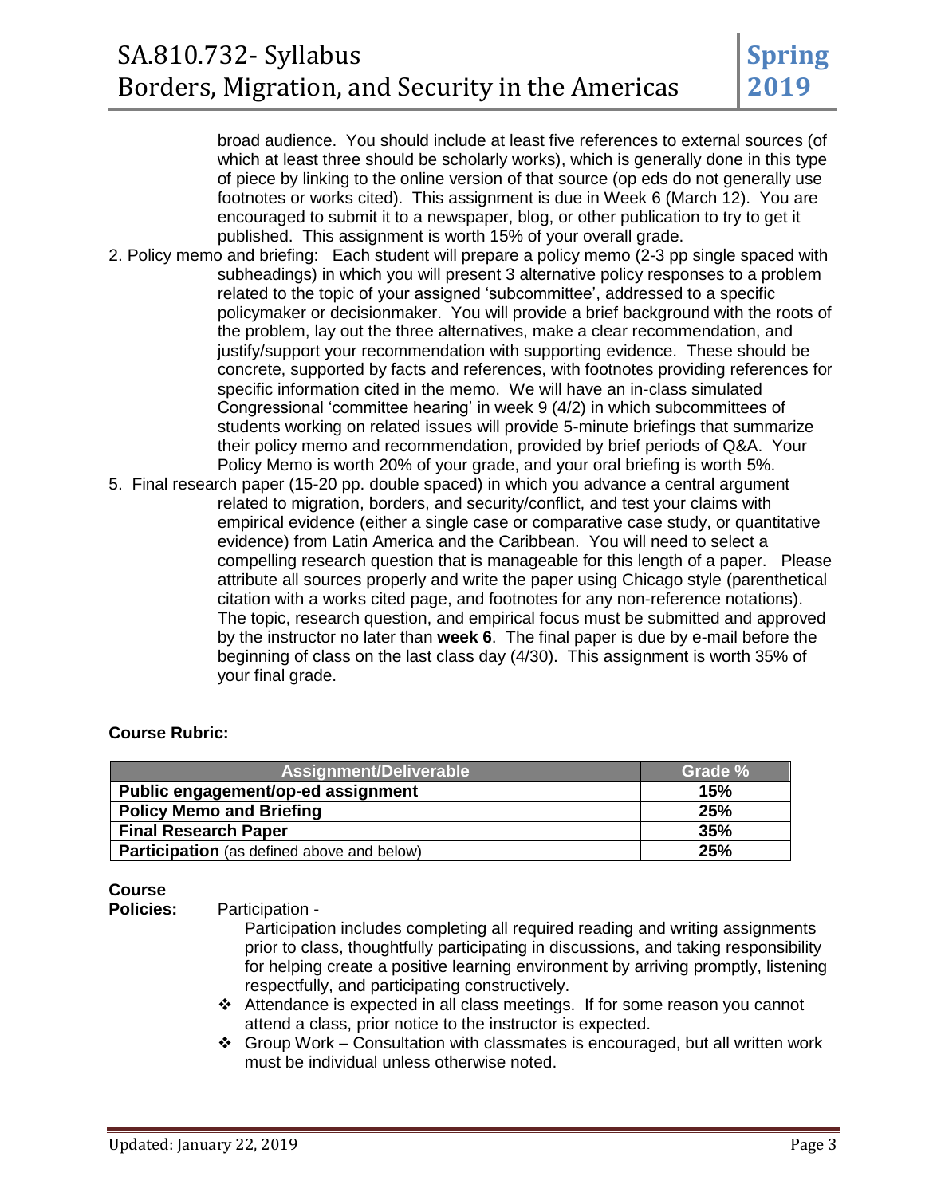broad audience. You should include at least five references to external sources (of which at least three should be scholarly works), which is generally done in this type of piece by linking to the online version of that source (op eds do not generally use footnotes or works cited). This assignment is due in Week 6 (March 12). You are encouraged to submit it to a newspaper, blog, or other publication to try to get it published. This assignment is worth 15% of your overall grade.

2. Policy memo and briefing: Each student will prepare a policy memo (2-3 pp single spaced with subheadings) in which you will present 3 alternative policy responses to a problem related to the topic of your assigned 'subcommittee', addressed to a specific policymaker or decisionmaker. You will provide a brief background with the roots of the problem, lay out the three alternatives, make a clear recommendation, and justify/support your recommendation with supporting evidence. These should be concrete, supported by facts and references, with footnotes providing references for specific information cited in the memo. We will have an in-class simulated Congressional 'committee hearing' in week 9 (4/2) in which subcommittees of students working on related issues will provide 5-minute briefings that summarize their policy memo and recommendation, provided by brief periods of Q&A. Your Policy Memo is worth 20% of your grade, and your oral briefing is worth 5%.

5. Final research paper (15-20 pp. double spaced) in which you advance a central argument related to migration, borders, and security/conflict, and test your claims with empirical evidence (either a single case or comparative case study, or quantitative evidence) from Latin America and the Caribbean. You will need to select a compelling research question that is manageable for this length of a paper. Please attribute all sources properly and write the paper using Chicago style (parenthetical citation with a works cited page, and footnotes for any non-reference notations). The topic, research question, and empirical focus must be submitted and approved by the instructor no later than **week 6**. The final paper is due by e-mail before the beginning of class on the last class day (4/30). This assignment is worth 35% of your final grade.

**Course Rubric:**

| Assignment/Deliverable | Grade % |
|---|---|
| **Public engagement/op-ed assignment** | **15%** |
| **Policy Memo and Briefing** | **25%** |
| **Final Research Paper** | **35%** |
| **Participation** (as defined above and below) | **25%** |

**Course Policies:** Participation -

Participation includes completing all required reading and writing assignments prior to class, thoughtfully participating in discussions, and taking responsibility for helping create a positive learning environment by arriving promptly, listening respectfully, and participating constructively.

- Attendance is expected in all class meetings. If for some reason you cannot attend a class, prior notice to the instructor is expected.
- Group Work – Consultation with classmates is encouraged, but all written work must be individual unless otherwise noted.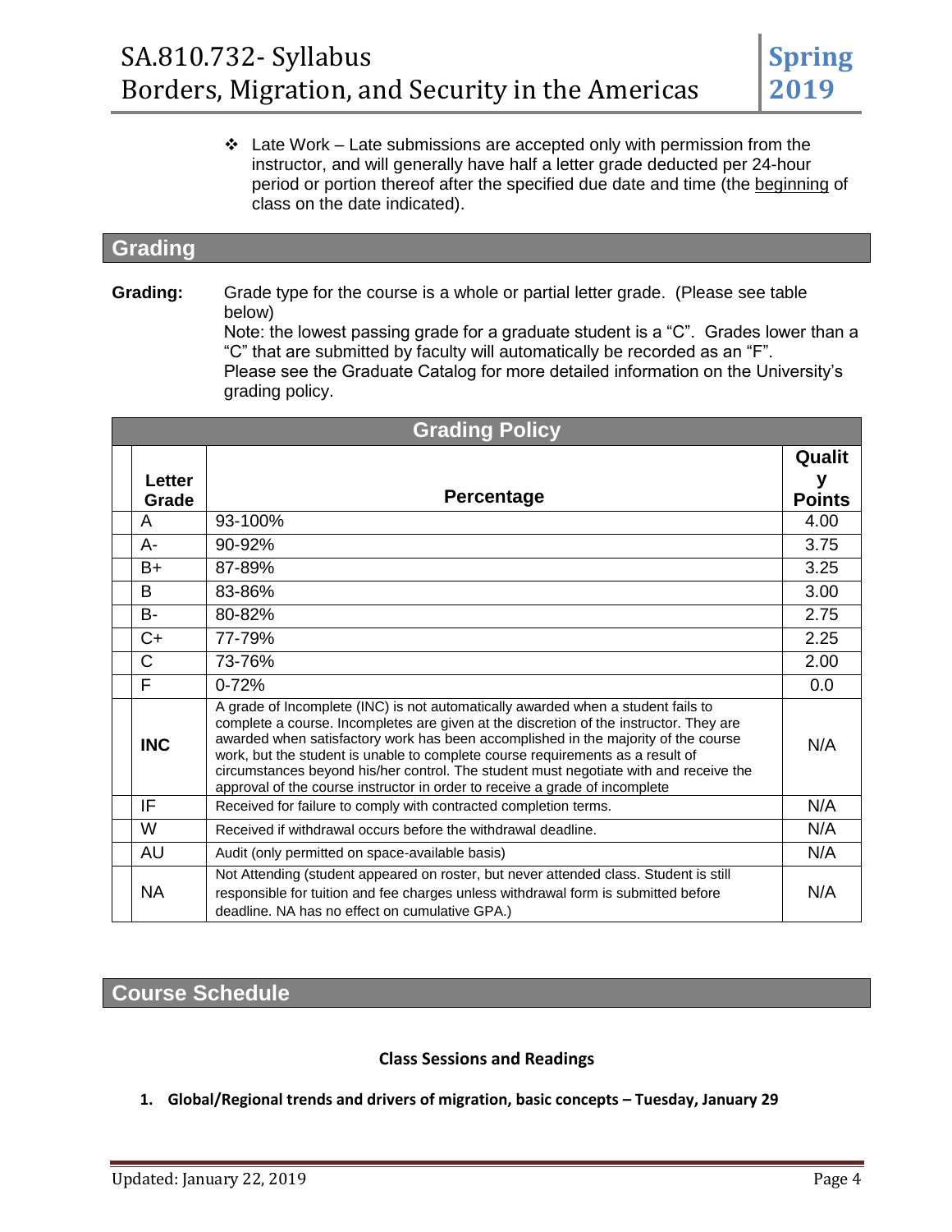- Late Work – Late submissions are accepted only with permission from the instructor, and will generally have half a letter grade deducted per 24-hour period or portion thereof after the specified due date and time (the beginning of class on the date indicated).

## Grading

**Grading:** Grade type for the course is a whole or partial letter grade. (Please see table below)
Note: the lowest passing grade for a graduate student is a "C". Grades lower than a "C" that are submitted by faculty will automatically be recorded as an "F".
Please see the Graduate Catalog for more detailed information on the University's grading policy.

**Grading Policy**

| Letter Grade | Percentage | Quality Points |
|---|---|---|
| A | 93-100% | 4.00 |
| A- | 90-92% | 3.75 |
| B+ | 87-89% | 3.25 |
| B | 83-86% | 3.00 |
| B- | 80-82% | 2.75 |
| C+ | 77-79% | 2.25 |
| C | 73-76% | 2.00 |
| F | 0-72% | 0.0 |
| **INC** | A grade of Incomplete (INC) is not automatically awarded when a student fails to complete a course. Incompletes are given at the discretion of the instructor. They are awarded when satisfactory work has been accomplished in the majority of the course work, but the student is unable to complete course requirements as a result of circumstances beyond his/her control. The student must negotiate with and receive the approval of the course instructor in order to receive a grade of incomplete | N/A |
| IF | Received for failure to comply with contracted completion terms. | N/A |
| W | Received if withdrawal occurs before the withdrawal deadline. | N/A |
| AU | Audit (only permitted on space-available basis) | N/A |
| NA | Not Attending (student appeared on roster, but never attended class. Student is still responsible for tuition and fee charges unless withdrawal form is submitted before deadline. NA has no effect on cumulative GPA.) | N/A |

## Course Schedule

### Class Sessions and Readings

1. **Global/Regional trends and drivers of migration, basic concepts – Tuesday, January 29**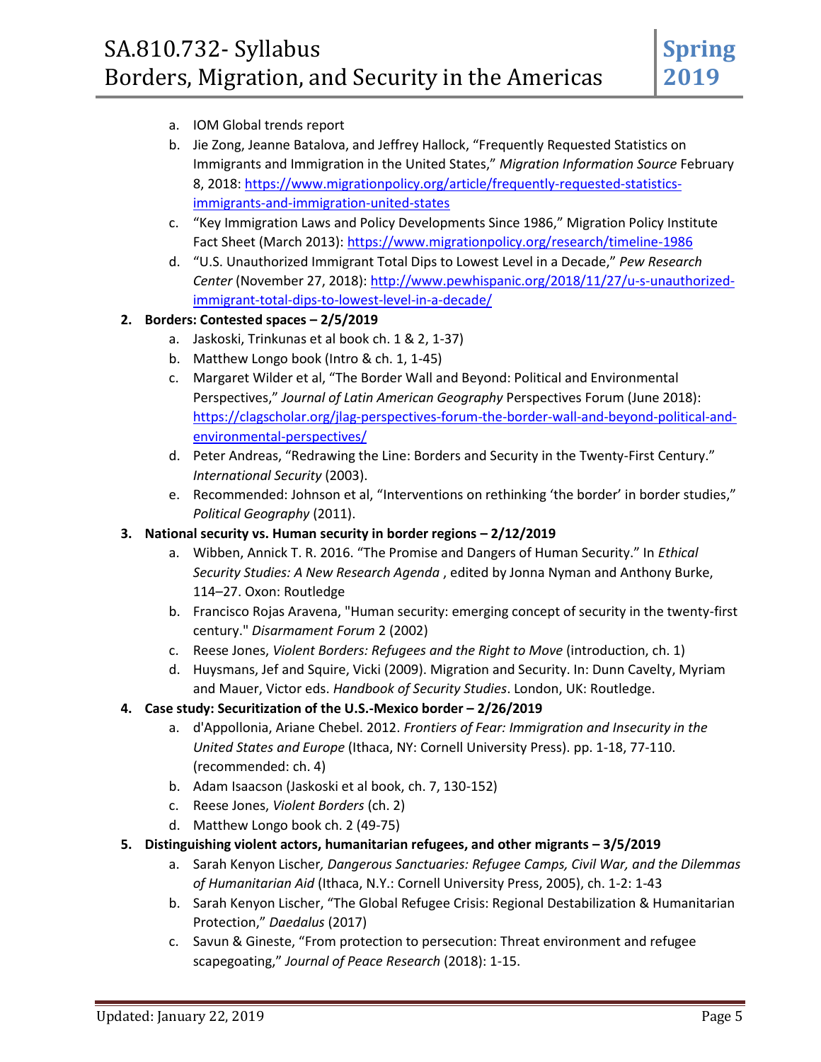a. IOM Global trends report
   b. Jie Zong, Jeanne Batalova, and Jeffrey Hallock, "Frequently Requested Statistics on Immigrants and Immigration in the United States," *Migration Information Source* February 8, 2018: [https://www.migrationpolicy.org/article/frequently-requested-statistics-immigrants-and-immigration-united-states](https://www.migrationpolicy.org/article/frequently-requested-statistics-immigrants-and-immigration-united-states)
   c. "Key Immigration Laws and Policy Developments Since 1986," Migration Policy Institute Fact Sheet (March 2013): [https://www.migrationpolicy.org/research/timeline-1986](https://www.migrationpolicy.org/research/timeline-1986)
   d. "U.S. Unauthorized Immigrant Total Dips to Lowest Level in a Decade," *Pew Research Center* (November 27, 2018): [http://www.pewhispanic.org/2018/11/27/u-s-unauthorized-immigrant-total-dips-to-lowest-level-in-a-decade/](http://www.pewhispanic.org/2018/11/27/u-s-unauthorized-immigrant-total-dips-to-lowest-level-in-a-decade/)

2. **Borders: Contested spaces – 2/5/2019**
   a. Jaskoski, Trinkunas et al book ch. 1 & 2, 1-37)
   b. Matthew Longo book (Intro & ch. 1, 1-45)
   c. Margaret Wilder et al, "The Border Wall and Beyond: Political and Environmental Perspectives," *Journal of Latin American Geography* Perspectives Forum (June 2018): [https://clagscholar.org/jlag-perspectives-forum-the-border-wall-and-beyond-political-and-environmental-perspectives/](https://clagscholar.org/jlag-perspectives-forum-the-border-wall-and-beyond-political-and-environmental-perspectives/)
   d. Peter Andreas, "Redrawing the Line: Borders and Security in the Twenty-First Century." *International Security* (2003).
   e. Recommended: Johnson et al, "Interventions on rethinking 'the border' in border studies," *Political Geography* (2011).

3. **National security vs. Human security in border regions – 2/12/2019**
   a. Wibben, Annick T. R. 2016. "The Promise and Dangers of Human Security." In *Ethical Security Studies: A New Research Agenda* , edited by Jonna Nyman and Anthony Burke, 114–27. Oxon: Routledge
   b. Francisco Rojas Aravena, "Human security: emerging concept of security in the twenty-first century." *Disarmament Forum* 2 (2002)
   c. Reese Jones, *Violent Borders: Refugees and the Right to Move* (introduction, ch. 1)
   d. Huysmans, Jef and Squire, Vicki (2009). Migration and Security. In: Dunn Cavelty, Myriam and Mauer, Victor eds. *Handbook of Security Studies*. London, UK: Routledge.

4. **Case study: Securitization of the U.S.-Mexico border – 2/26/2019**
   a. d'Appollonia, Ariane Chebel. 2012. *Frontiers of Fear: Immigration and Insecurity in the United States and Europe* (Ithaca, NY: Cornell University Press). pp. 1-18, 77-110. (recommended: ch. 4)
   b. Adam Isaacson (Jaskoski et al book, ch. 7, 130-152)
   c. Reese Jones, *Violent Borders* (ch. 2)
   d. Matthew Longo book ch. 2 (49-75)

5. **Distinguishing violent actors, humanitarian refugees, and other migrants – 3/5/2019**
   a. Sarah Kenyon Lischer*, Dangerous Sanctuaries: Refugee Camps, Civil War, and the Dilemmas of Humanitarian Aid* (Ithaca, N.Y.: Cornell University Press, 2005), ch. 1-2: 1-43
   b. Sarah Kenyon Lischer, "The Global Refugee Crisis: Regional Destabilization & Humanitarian Protection," *Daedalus* (2017)
   c. Savun & Gineste, "From protection to persecution: Threat environment and refugee scapegoating," *Journal of Peace Research* (2018): 1-15.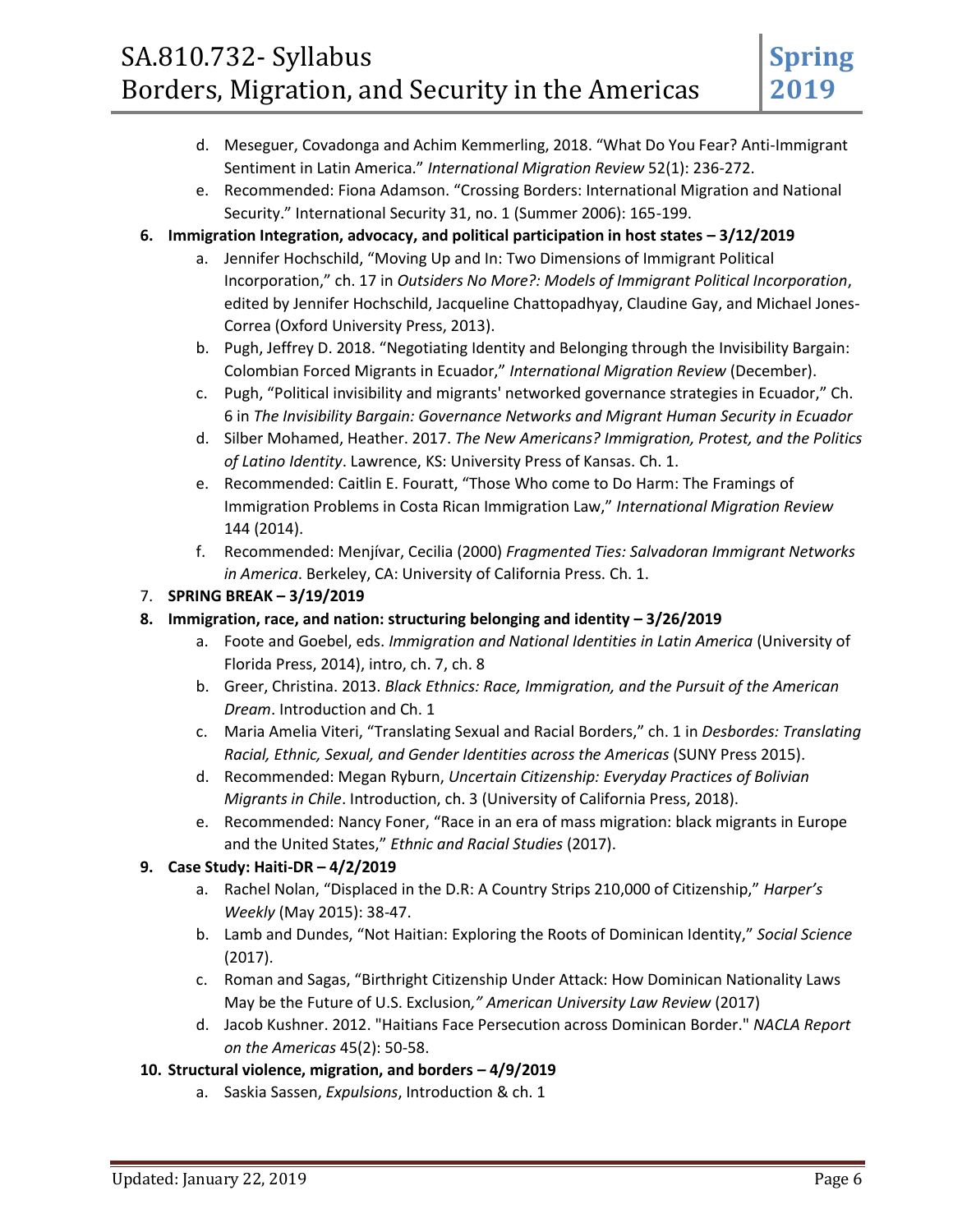d. Meseguer, Covadonga and Achim Kemmerling, 2018. "What Do You Fear? Anti-Immigrant Sentiment in Latin America." *International Migration Review* 52(1): 236-272.
   e. Recommended: Fiona Adamson. "Crossing Borders: International Migration and National Security." International Security 31, no. 1 (Summer 2006): 165-199.

6. **Immigration Integration, advocacy, and political participation in host states – 3/12/2019**
   a. Jennifer Hochschild, "Moving Up and In: Two Dimensions of Immigrant Political Incorporation," ch. 17 in *Outsiders No More?: Models of Immigrant Political Incorporation*, edited by Jennifer Hochschild, Jacqueline Chattopadhyay, Claudine Gay, and Michael Jones-Correa (Oxford University Press, 2013).
   b. Pugh, Jeffrey D. 2018. "Negotiating Identity and Belonging through the Invisibility Bargain: Colombian Forced Migrants in Ecuador," *International Migration Review* (December).
   c. Pugh, "Political invisibility and migrants' networked governance strategies in Ecuador," Ch. 6 in *The Invisibility Bargain: Governance Networks and Migrant Human Security in Ecuador*
   d. Silber Mohamed, Heather. 2017. *The New Americans? Immigration, Protest, and the Politics of Latino Identity*. Lawrence, KS: University Press of Kansas. Ch. 1.
   e. Recommended: Caitlin E. Fouratt, "Those Who come to Do Harm: The Framings of Immigration Problems in Costa Rican Immigration Law," *International Migration Review* 144 (2014).
   f. Recommended: Menjívar, Cecilia (2000) *Fragmented Ties: Salvadoran Immigrant Networks in America*. Berkeley, CA: University of California Press. Ch. 1.

7. **SPRING BREAK – 3/19/2019**

8. **Immigration, race, and nation: structuring belonging and identity – 3/26/2019**
   a. Foote and Goebel, eds. *Immigration and National Identities in Latin America* (University of Florida Press, 2014), intro, ch. 7, ch. 8
   b. Greer, Christina. 2013. *Black Ethnics: Race, Immigration, and the Pursuit of the American Dream*. Introduction and Ch. 1
   c. Maria Amelia Viteri, "Translating Sexual and Racial Borders," ch. 1 in *Desbordes: Translating Racial, Ethnic, Sexual, and Gender Identities across the Americas* (SUNY Press 2015).
   d. Recommended: Megan Ryburn, *Uncertain Citizenship: Everyday Practices of Bolivian Migrants in Chile*. Introduction, ch. 3 (University of California Press, 2018).
   e. Recommended: Nancy Foner, "Race in an era of mass migration: black migrants in Europe and the United States," *Ethnic and Racial Studies* (2017).

9. **Case Study: Haiti-DR – 4/2/2019**
   a. Rachel Nolan, "Displaced in the D.R: A Country Strips 210,000 of Citizenship," *Harper's Weekly* (May 2015): 38-47.
   b. Lamb and Dundes, "Not Haitian: Exploring the Roots of Dominican Identity," *Social Science* (2017).
   c. Roman and Sagas, "Birthright Citizenship Under Attack: How Dominican Nationality Laws May be the Future of U.S. Exclusion," *American University Law Review* (2017)
   d. Jacob Kushner. 2012. "Haitians Face Persecution across Dominican Border." *NACLA Report on the Americas* 45(2): 50-58.

10. **Structural violence, migration, and borders – 4/9/2019**
    a. Saskia Sassen, *Expulsions*, Introduction & ch. 1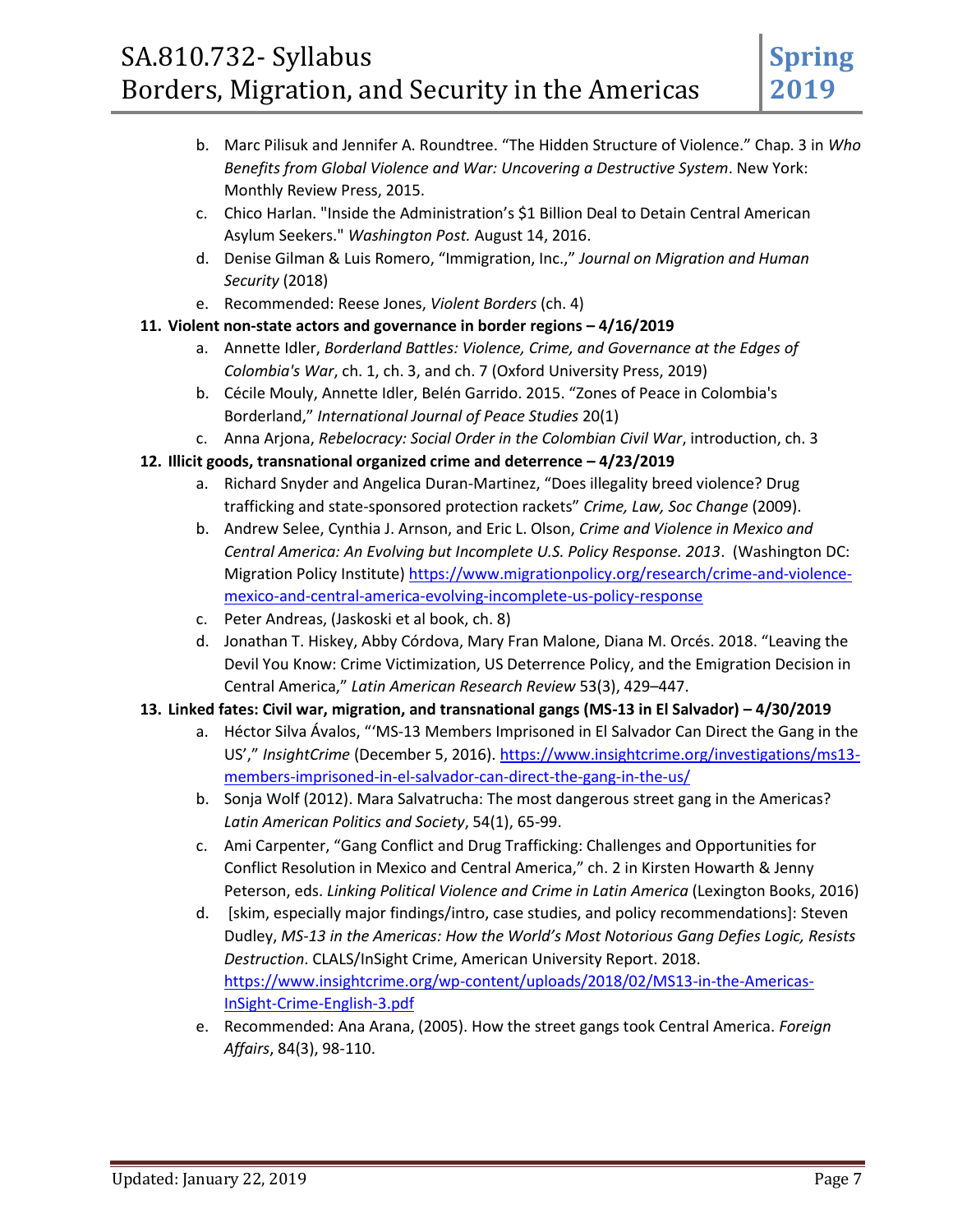b. Marc Pilisuk and Jennifer A. Roundtree. "The Hidden Structure of Violence." Chap. 3 in *Who Benefits from Global Violence and War: Uncovering a Destructive System*. New York: Monthly Review Press, 2015.
   c. Chico Harlan. "Inside the Administration's $1 Billion Deal to Detain Central American Asylum Seekers." *Washington Post.* August 14, 2016.
   d. Denise Gilman & Luis Romero, "Immigration, Inc.," *Journal on Migration and Human Security* (2018)
   e. Recommended: Reese Jones, *Violent Borders* (ch. 4)

**11. Violent non-state actors and governance in border regions – 4/16/2019**

   a. Annette Idler, *Borderland Battles: Violence, Crime, and Governance at the Edges of Colombia's War*, ch. 1, ch. 3, and ch. 7 (Oxford University Press, 2019)
   b. Cécile Mouly, Annette Idler, Belén Garrido. 2015. "Zones of Peace in Colombia's Borderland," *International Journal of Peace Studies* 20(1)
   c. Anna Arjona, *Rebelocracy: Social Order in the Colombian Civil War*, introduction, ch. 3

**12. Illicit goods, transnational organized crime and deterrence – 4/23/2019**

   a. Richard Snyder and Angelica Duran-Martinez, "Does illegality breed violence? Drug trafficking and state-sponsored protection rackets" *Crime, Law, Soc Change* (2009).
   b. Andrew Selee, Cynthia J. Arnson, and Eric L. Olson, *Crime and Violence in Mexico and Central America: An Evolving but Incomplete U.S. Policy Response. 2013*. (Washington DC: Migration Policy Institute) https://www.migrationpolicy.org/research/crime-and-violence-mexico-and-central-america-evolving-incomplete-us-policy-response
   c. Peter Andreas, (Jaskoski et al book, ch. 8)
   d. Jonathan T. Hiskey, Abby Córdova, Mary Fran Malone, Diana M. Orcés. 2018. "Leaving the Devil You Know: Crime Victimization, US Deterrence Policy, and the Emigration Decision in Central America," *Latin American Research Review* 53(3), 429–447.

**13. Linked fates: Civil war, migration, and transnational gangs (MS-13 in El Salvador) – 4/30/2019**

   a. Héctor Silva Ávalos, "'MS-13 Members Imprisoned in El Salvador Can Direct the Gang in the US'," *InsightCrime* (December 5, 2016). https://www.insightcrime.org/investigations/ms13-members-imprisoned-in-el-salvador-can-direct-the-gang-in-the-us/
   b. Sonja Wolf (2012). Mara Salvatrucha: The most dangerous street gang in the Americas? *Latin American Politics and Society*, 54(1), 65-99.
   c. Ami Carpenter, "Gang Conflict and Drug Trafficking: Challenges and Opportunities for Conflict Resolution in Mexico and Central America," ch. 2 in Kirsten Howarth & Jenny Peterson, eds. *Linking Political Violence and Crime in Latin America* (Lexington Books, 2016)
   d. [skim, especially major findings/intro, case studies, and policy recommendations]: Steven Dudley, *MS-13 in the Americas: How the World's Most Notorious Gang Defies Logic, Resists Destruction*. CLALS/InSight Crime, American University Report. 2018. https://www.insightcrime.org/wp-content/uploads/2018/02/MS13-in-the-Americas-InSight-Crime-English-3.pdf
   e. Recommended: Ana Arana, (2005). How the street gangs took Central America. *Foreign Affairs*, 84(3), 98-110.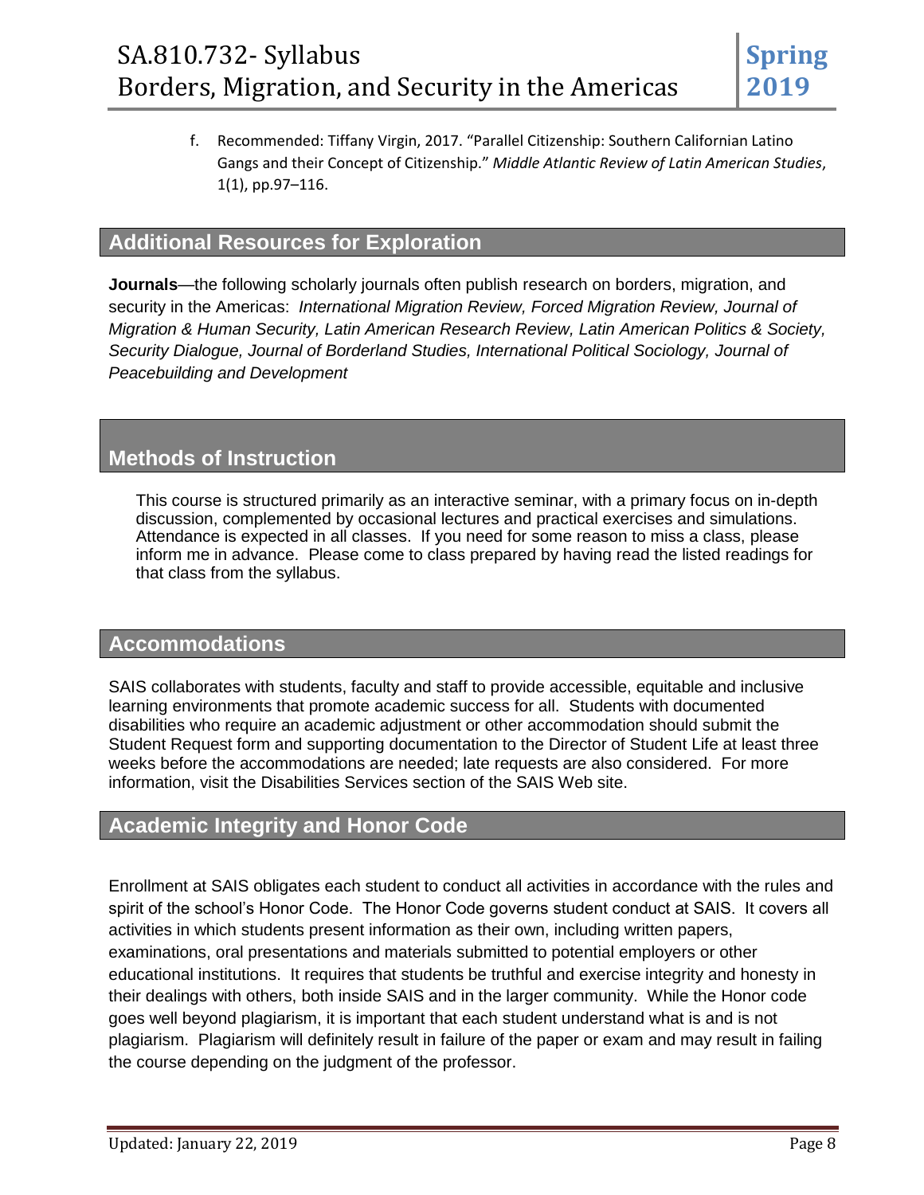f. Recommended: Tiffany Virgin, 2017. "Parallel Citizenship: Southern Californian Latino Gangs and their Concept of Citizenship." *Middle Atlantic Review of Latin American Studies*, 1(1), pp.97–116.

## Additional Resources for Exploration

**Journals**—the following scholarly journals often publish research on borders, migration, and security in the Americas: *International Migration Review, Forced Migration Review, Journal of Migration & Human Security, Latin American Research Review, Latin American Politics & Society, Security Dialogue, Journal of Borderland Studies, International Political Sociology, Journal of Peacebuilding and Development*

## Methods of Instruction

This course is structured primarily as an interactive seminar, with a primary focus on in-depth discussion, complemented by occasional lectures and practical exercises and simulations. Attendance is expected in all classes. If you need for some reason to miss a class, please inform me in advance. Please come to class prepared by having read the listed readings for that class from the syllabus.

## Accommodations

SAIS collaborates with students, faculty and staff to provide accessible, equitable and inclusive learning environments that promote academic success for all. Students with documented disabilities who require an academic adjustment or other accommodation should submit the Student Request form and supporting documentation to the Director of Student Life at least three weeks before the accommodations are needed; late requests are also considered. For more information, visit the Disabilities Services section of the SAIS Web site.

## Academic Integrity and Honor Code

Enrollment at SAIS obligates each student to conduct all activities in accordance with the rules and spirit of the school's Honor Code. The Honor Code governs student conduct at SAIS. It covers all activities in which students present information as their own, including written papers, examinations, oral presentations and materials submitted to potential employers or other educational institutions. It requires that students be truthful and exercise integrity and honesty in their dealings with others, both inside SAIS and in the larger community. While the Honor code goes well beyond plagiarism, it is important that each student understand what is and is not plagiarism. Plagiarism will definitely result in failure of the paper or exam and may result in failing the course depending on the judgment of the professor.